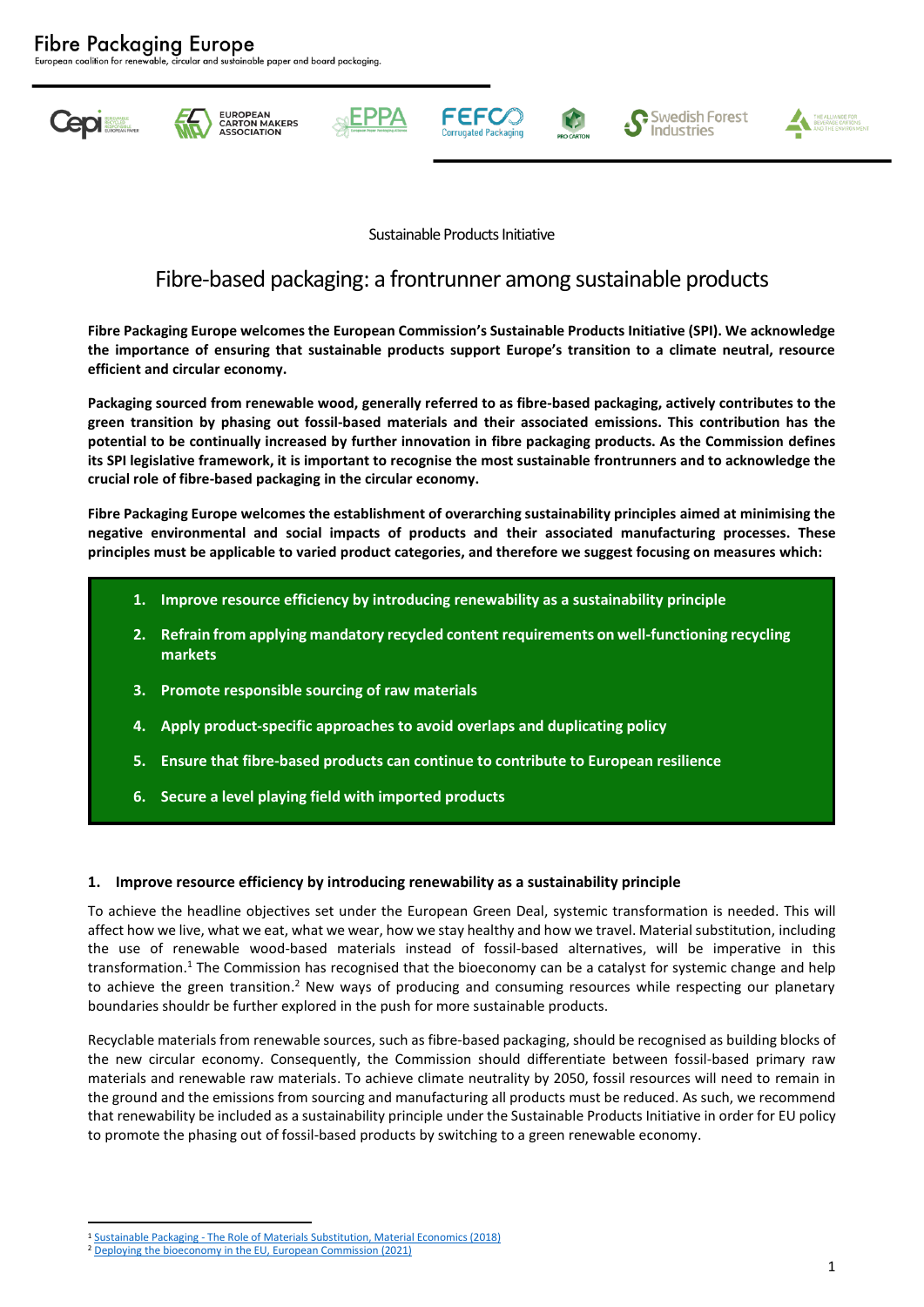# Fibre Packaging Europe

European coalition for renewable, circular and sustainable paper and board packaging.

Sustainable Products Initiative

## Fibre-based packaging: a frontrunner among sustainable products

**Fibre Packaging Europe welcomes the European Commission's Sustainable Products Initiative (SPI). We acknowledge the importance of ensuring that sustainable products support Europe's transition to a climate neutral, resource efficient and circular economy.**

**Packaging sourced from renewable wood, generally referred to as fibre-based packaging, actively contributes to the green transition by phasing out fossil-based materials and their associated emissions. This contribution has the potential to be continually increased by further innovation in fibre packaging products. As the Commission defines its SPI legislative framework, it is important to recognise the most sustainable frontrunners and to acknowledge the crucial role of fibre-based packaging in the circular economy.**

**Fibre Packaging Europe welcomes the establishment of overarching sustainability principles aimed at minimising the negative environmental and social impacts of products and their associated manufacturing processes. These principles must be applicable to varied product categories, and therefore we suggest focusing on measures which:**

1. **Improve resource efficiency by introducing renewability as a sustainability principle**
2. **Refrain from applying mandatory recycled content requirements on well-functioning recycling markets**
3. **Promote responsible sourcing of raw materials**
4. **Apply product-specific approaches to avoid overlaps and duplicating policy**
5. **Ensure that fibre-based products can continue to contribute to European resilience**
6. **Secure a level playing field with imported products**

### 1. Improve resource efficiency by introducing renewability as a sustainability principle

To achieve the headline objectives set under the European Green Deal, systemic transformation is needed. This will affect how we live, what we eat, what we wear, how we stay healthy and how we travel. Material substitution, including the use of renewable wood-based materials instead of fossil-based alternatives, will be imperative in this transformation.[1] The Commission has recognised that the bioeconomy can be a catalyst for systemic change and help to achieve the green transition.[2] New ways of producing and consuming resources while respecting our planetary boundaries shouldr be further explored in the push for more sustainable products.

Recyclable materials from renewable sources, such as fibre-based packaging, should be recognised as building blocks of the new circular economy. Consequently, the Commission should differentiate between fossil-based primary raw materials and renewable raw materials. To achieve climate neutrality by 2050, fossil resources will need to remain in the ground and the emissions from sourcing and manufacturing all products must be reduced. As such, we recommend that renewability be included as a sustainability principle under the Sustainable Products Initiative in order for EU policy to promote the phasing out of fossil-based products by switching to a green renewable economy.

---

[1] Sustainable Packaging - The Role of Materials Substitution, Material Economics (2018)

[2] Deploying the bioeconomy in the EU, European Commission (2021)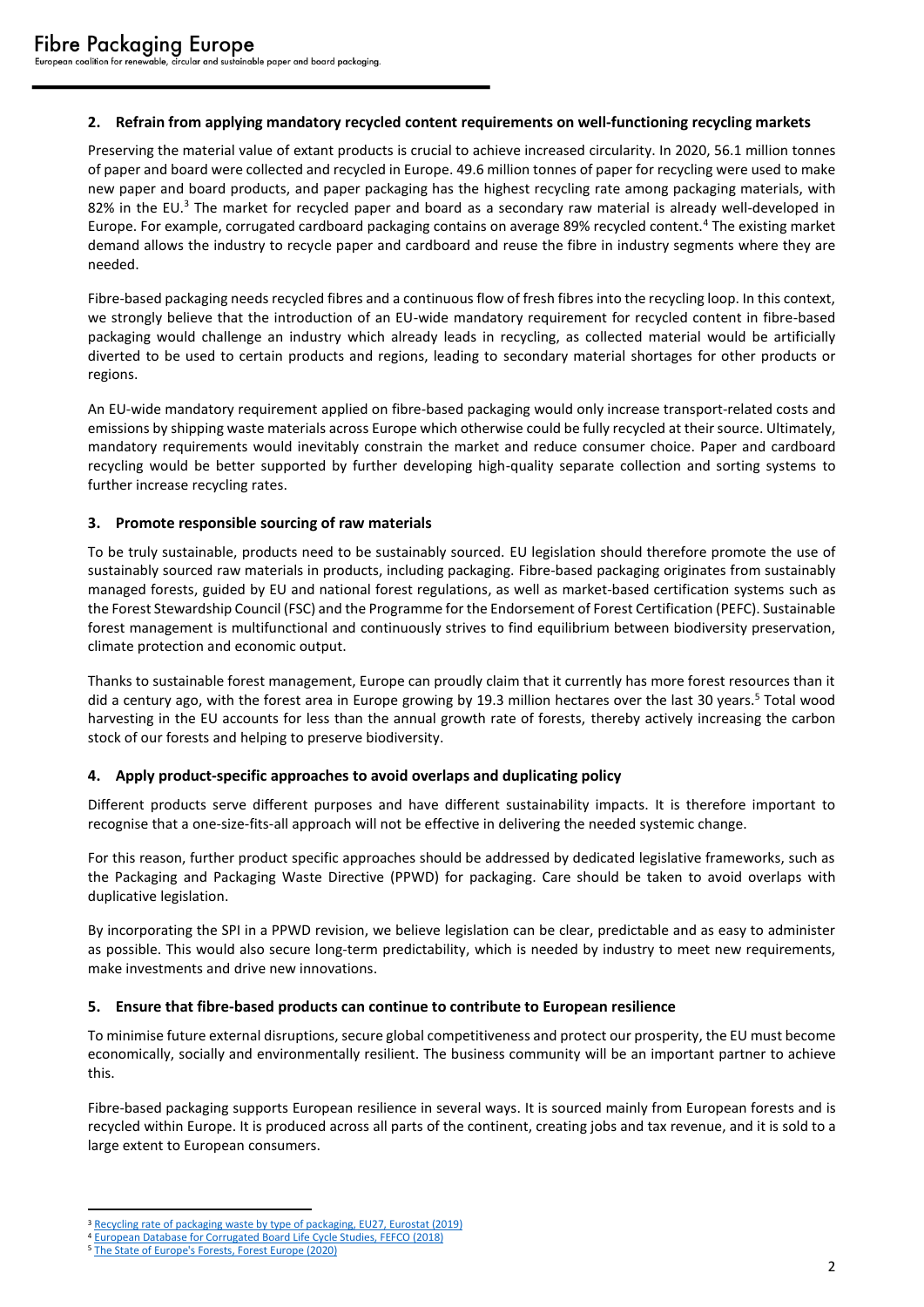## 2. Refrain from applying mandatory recycled content requirements on well-functioning recycling markets

Preserving the material value of extant products is crucial to achieve increased circularity. In 2020, 56.1 million tonnes of paper and board were collected and recycled in Europe. 49.6 million tonnes of paper for recycling were used to make new paper and board products, and paper packaging has the highest recycling rate among packaging materials, with 82% in the EU.[3] The market for recycled paper and board as a secondary raw material is already well-developed in Europe. For example, corrugated cardboard packaging contains on average 89% recycled content.[4] The existing market demand allows the industry to recycle paper and cardboard and reuse the fibre in industry segments where they are needed.

Fibre-based packaging needs recycled fibres and a continuous flow of fresh fibres into the recycling loop. In this context, we strongly believe that the introduction of an EU-wide mandatory requirement for recycled content in fibre-based packaging would challenge an industry which already leads in recycling, as collected material would be artificially diverted to be used to certain products and regions, leading to secondary material shortages for other products or regions.

An EU-wide mandatory requirement applied on fibre-based packaging would only increase transport-related costs and emissions by shipping waste materials across Europe which otherwise could be fully recycled at their source. Ultimately, mandatory requirements would inevitably constrain the market and reduce consumer choice. Paper and cardboard recycling would be better supported by further developing high-quality separate collection and sorting systems to further increase recycling rates.

## 3. Promote responsible sourcing of raw materials

To be truly sustainable, products need to be sustainably sourced. EU legislation should therefore promote the use of sustainably sourced raw materials in products, including packaging. Fibre-based packaging originates from sustainably managed forests, guided by EU and national forest regulations, as well as market-based certification systems such as the Forest Stewardship Council (FSC) and the Programme for the Endorsement of Forest Certification (PEFC). Sustainable forest management is multifunctional and continuously strives to find equilibrium between biodiversity preservation, climate protection and economic output.

Thanks to sustainable forest management, Europe can proudly claim that it currently has more forest resources than it did a century ago, with the forest area in Europe growing by 19.3 million hectares over the last 30 years.[5] Total wood harvesting in the EU accounts for less than the annual growth rate of forests, thereby actively increasing the carbon stock of our forests and helping to preserve biodiversity.

## 4. Apply product-specific approaches to avoid overlaps and duplicating policy

Different products serve different purposes and have different sustainability impacts. It is therefore important to recognise that a one-size-fits-all approach will not be effective in delivering the needed systemic change.

For this reason, further product specific approaches should be addressed by dedicated legislative frameworks, such as the Packaging and Packaging Waste Directive (PPWD) for packaging. Care should be taken to avoid overlaps with duplicative legislation.

By incorporating the SPI in a PPWD revision, we believe legislation can be clear, predictable and as easy to administer as possible. This would also secure long-term predictability, which is needed by industry to meet new requirements, make investments and drive new innovations.

## 5. Ensure that fibre-based products can continue to contribute to European resilience

To minimise future external disruptions, secure global competitiveness and protect our prosperity, the EU must become economically, socially and environmentally resilient. The business community will be an important partner to achieve this.

Fibre-based packaging supports European resilience in several ways. It is sourced mainly from European forests and is recycled within Europe. It is produced across all parts of the continent, creating jobs and tax revenue, and it is sold to a large extent to European consumers.

---

[3] Recycling rate of packaging waste by type of packaging, EU27, Eurostat (2019)

[4] European Database for Corrugated Board Life Cycle Studies, FEFCO (2018)

[5] The State of Europe's Forests, Forest Europe (2020)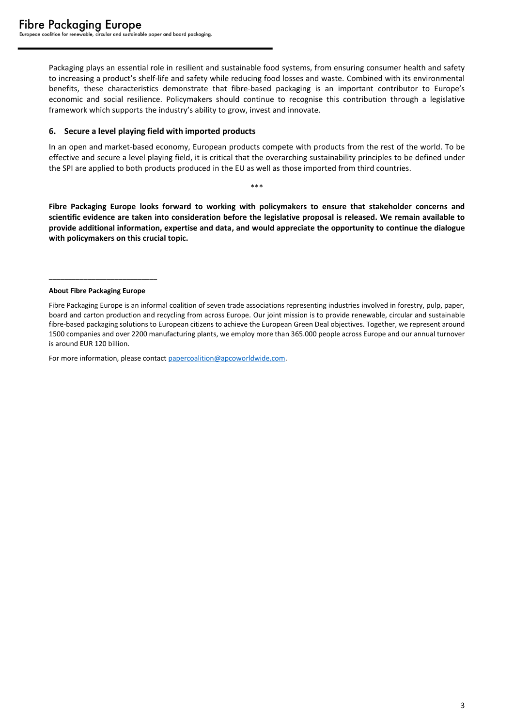Packaging plays an essential role in resilient and sustainable food systems, from ensuring consumer health and safety to increasing a product's shelf-life and safety while reducing food losses and waste. Combined with its environmental benefits, these characteristics demonstrate that fibre-based packaging is an important contributor to Europe's economic and social resilience. Policymakers should continue to recognise this contribution through a legislative framework which supports the industry's ability to grow, invest and innovate.

## 6. Secure a level playing field with imported products

In an open and market-based economy, European products compete with products from the rest of the world. To be effective and secure a level playing field, it is critical that the overarching sustainability principles to be defined under the SPI are applied to both products produced in the EU as well as those imported from third countries.

***

**Fibre Packaging Europe looks forward to working with policymakers to ensure that stakeholder concerns and scientific evidence are taken into consideration before the legislative proposal is released. We remain available to provide additional information, expertise and data, and would appreciate the opportunity to continue the dialogue with policymakers on this crucial topic.**

---

**About Fibre Packaging Europe**

Fibre Packaging Europe is an informal coalition of seven trade associations representing industries involved in forestry, pulp, paper, board and carton production and recycling from across Europe. Our joint mission is to provide renewable, circular and sustainable fibre-based packaging solutions to European citizens to achieve the European Green Deal objectives. Together, we represent around 1500 companies and over 2200 manufacturing plants, we employ more than 365.000 people across Europe and our annual turnover is around EUR 120 billion.

For more information, please contact papercoalition@apcoworldwide.com.